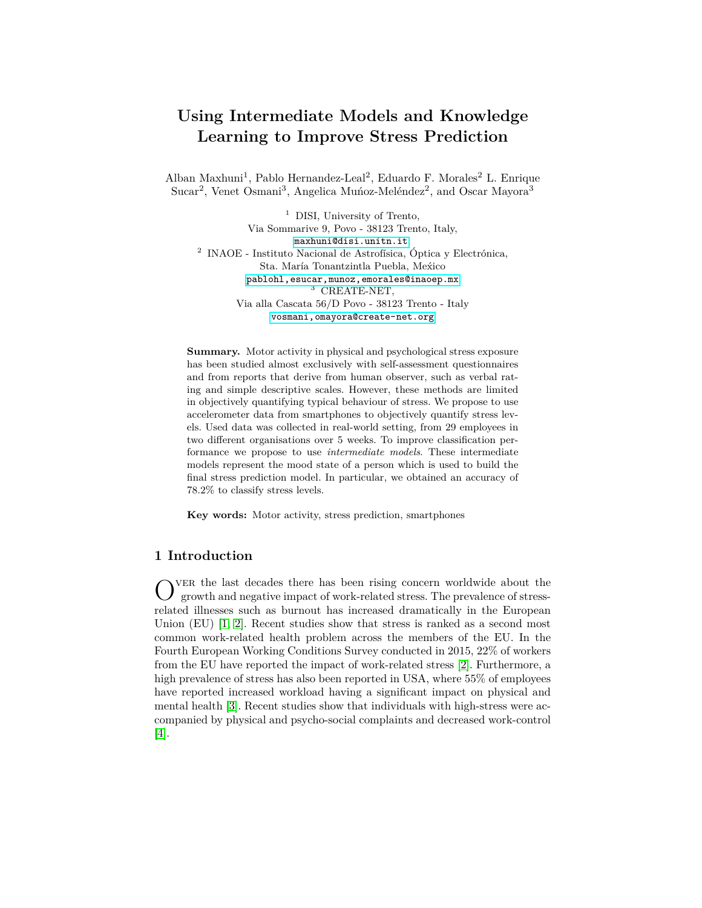# Using Intermediate Models and Knowledge Learning to Improve Stress Prediction

Alban Maxhuni[1], Pablo Hernandez-Leal[2], Eduardo F. Morales[2] L. Enrique Sucar[2], Venet Osmani[3], Angelica Muńoz-Meléndez[2], and Oscar Mayora[3]

[1] DISI, University of Trento,
Via Sommarive 9, Povo - 38123 Trento, Italy,
maxhuni@disi.unitn.it

[2] INAOE - Instituto Nacional de Astrofísica, Óptica y Electrónica,
Sta. María Tonantzintla Puebla, Meíxco
pablohl,esucar,munoz,emorales@inaoep.mx

[3] CREATE-NET,
Via alla Cascata 56/D Povo - 38123 Trento - Italy
vosmani,omayora@create-net.org

**Summary.** Motor activity in physical and psychological stress exposure has been studied almost exclusively with self-assessment questionnaires and from reports that derive from human observer, such as verbal rating and simple descriptive scales. However, these methods are limited in objectively quantifying typical behaviour of stress. We propose to use accelerometer data from smartphones to objectively quantify stress levels. Used data was collected in real-world setting, from 29 employees in two different organisations over 5 weeks. To improve classification performance we propose to use *intermediate models*. These intermediate models represent the mood state of a person which is used to build the final stress prediction model. In particular, we obtained an accuracy of 78.2% to classify stress levels.

**Key words:** Motor activity, stress prediction, smartphones

## 1 Introduction

Over the last decades there has been rising concern worldwide about the growth and negative impact of work-related stress. The prevalence of stress-related illnesses such as burnout has increased dramatically in the European Union (EU) [1, 2]. Recent studies show that stress is ranked as a second most common work-related health problem across the members of the EU. In the Fourth European Working Conditions Survey conducted in 2015, 22% of workers from the EU have reported the impact of work-related stress [2]. Furthermore, a high prevalence of stress has also been reported in USA, where 55% of employees have reported increased workload having a significant impact on physical and mental health [3]. Recent studies show that individuals with high-stress were accompanied by physical and psycho-social complaints and decreased work-control [4].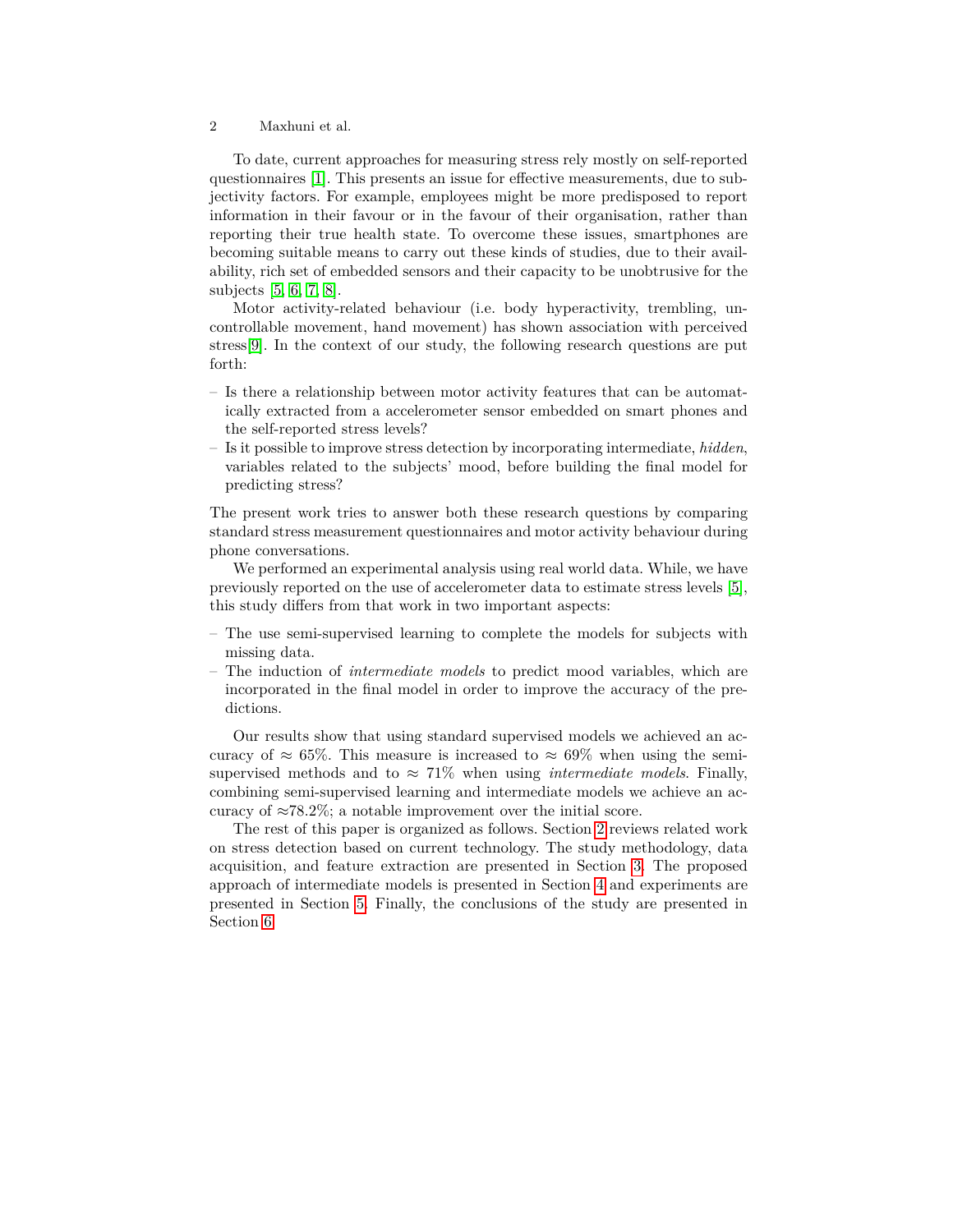To date, current approaches for measuring stress rely mostly on self-reported questionnaires [1]. This presents an issue for effective measurements, due to subjectivity factors. For example, employees might be more predisposed to report information in their favour or in the favour of their organisation, rather than reporting their true health state. To overcome these issues, smartphones are becoming suitable means to carry out these kinds of studies, due to their availability, rich set of embedded sensors and their capacity to be unobtrusive for the subjects [5, 6, 7, 8].

Motor activity-related behaviour (i.e. body hyperactivity, trembling, uncontrollable movement, hand movement) has shown association with perceived stress[9]. In the context of our study, the following research questions are put forth:

- Is there a relationship between motor activity features that can be automatically extracted from a accelerometer sensor embedded on smart phones and the self-reported stress levels?
- Is it possible to improve stress detection by incorporating intermediate, *hidden*, variables related to the subjects' mood, before building the final model for predicting stress?

The present work tries to answer both these research questions by comparing standard stress measurement questionnaires and motor activity behaviour during phone conversations.

We performed an experimental analysis using real world data. While, we have previously reported on the use of accelerometer data to estimate stress levels [5], this study differs from that work in two important aspects:

- The use semi-supervised learning to complete the models for subjects with missing data.
- The induction of *intermediate models* to predict mood variables, which are incorporated in the final model in order to improve the accuracy of the predictions.

Our results show that using standard supervised models we achieved an accuracy of $\approx 65\%$. This measure is increased to $\approx 69\%$ when using the semi-supervised methods and to $\approx 71\%$ when using *intermediate models*. Finally, combining semi-supervised learning and intermediate models we achieve an accuracy of $\approx$78.2%; a notable improvement over the initial score.

The rest of this paper is organized as follows. Section 2 reviews related work on stress detection based on current technology. The study methodology, data acquisition, and feature extraction are presented in Section 3. The proposed approach of intermediate models is presented in Section 4 and experiments are presented in Section 5. Finally, the conclusions of the study are presented in Section 6.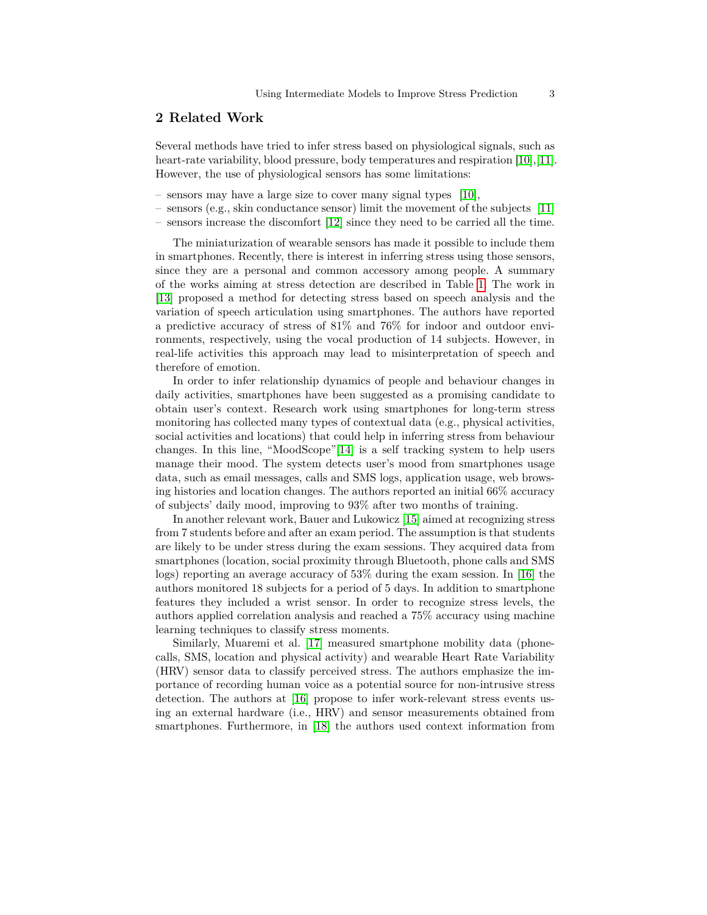## 2 Related Work

Several methods have tried to infer stress based on physiological signals, such as heart-rate variability, blood pressure, body temperatures and respiration [10],[11]. However, the use of physiological sensors has some limitations:

- sensors may have a large size to cover many signal types [10],
- sensors (e.g., skin conductance sensor) limit the movement of the subjects [11]
- sensors increase the discomfort [12] since they need to be carried all the time.

The miniaturization of wearable sensors has made it possible to include them in smartphones. Recently, there is interest in inferring stress using those sensors, since they are a personal and common accessory among people. A summary of the works aiming at stress detection are described in Table 1. The work in [13] proposed a method for detecting stress based on speech analysis and the variation of speech articulation using smartphones. The authors have reported a predictive accuracy of stress of 81% and 76% for indoor and outdoor environments, respectively, using the vocal production of 14 subjects. However, in real-life activities this approach may lead to misinterpretation of speech and therefore of emotion.

In order to infer relationship dynamics of people and behaviour changes in daily activities, smartphones have been suggested as a promising candidate to obtain user's context. Research work using smartphones for long-term stress monitoring has collected many types of contextual data (e.g., physical activities, social activities and locations) that could help in inferring stress from behaviour changes. In this line, "MoodScope"[14] is a self tracking system to help users manage their mood. The system detects user's mood from smartphones usage data, such as email messages, calls and SMS logs, application usage, web browsing histories and location changes. The authors reported an initial 66% accuracy of subjects' daily mood, improving to 93% after two months of training.

In another relevant work, Bauer and Lukowicz [15] aimed at recognizing stress from 7 students before and after an exam period. The assumption is that students are likely to be under stress during the exam sessions. They acquired data from smartphones (location, social proximity through Bluetooth, phone calls and SMS logs) reporting an average accuracy of 53% during the exam session. In [16] the authors monitored 18 subjects for a period of 5 days. In addition to smartphone features they included a wrist sensor. In order to recognize stress levels, the authors applied correlation analysis and reached a 75% accuracy using machine learning techniques to classify stress moments.

Similarly, Muaremi et al. [17] measured smartphone mobility data (phone-calls, SMS, location and physical activity) and wearable Heart Rate Variability (HRV) sensor data to classify perceived stress. The authors emphasize the importance of recording human voice as a potential source for non-intrusive stress detection. The authors at [16] propose to infer work-relevant stress events using an external hardware (i.e., HRV) and sensor measurements obtained from smartphones. Furthermore, in [18] the authors used context information from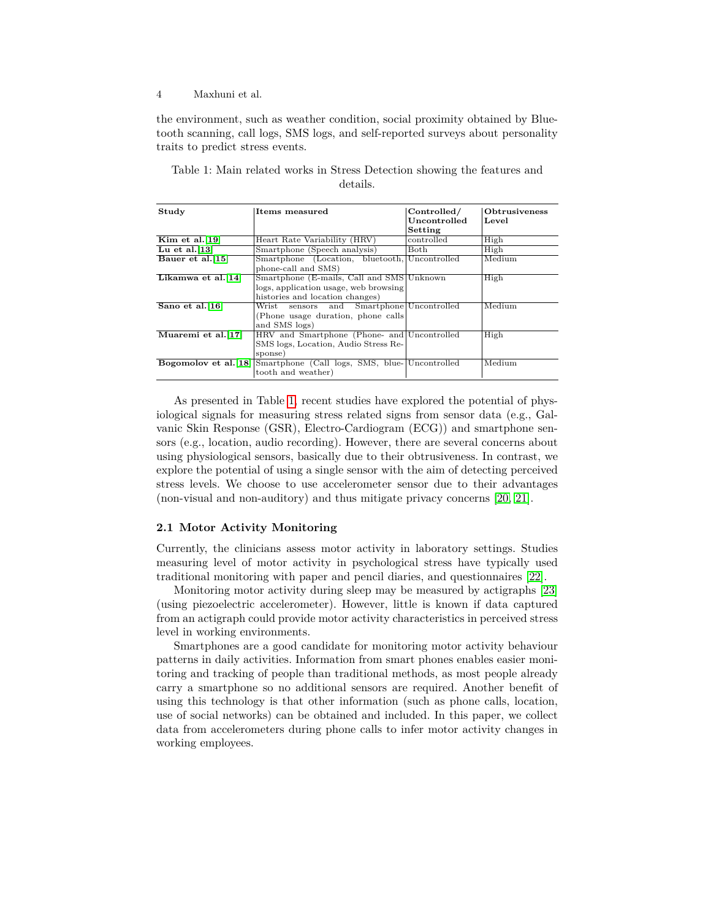the environment, such as weather condition, social proximity obtained by Bluetooth scanning, call logs, SMS logs, and self-reported surveys about personality traits to predict stress events.

Table 1: Main related works in Stress Detection showing the features and details.

| Study | Items measured | Controlled/ Uncontrolled Setting | Obtrusiveness Level |
| --- | --- | --- | --- |
| **Kim et al.[19]** | Heart Rate Variability (HRV) | controlled | High |
| **Lu et al.[13]** | Smartphone (Speech analysis) | Both | High |
| **Bauer et al.[15]** | Smartphone (Location, bluetooth, phone-call and SMS) | Uncontrolled | Medium |
| **Likamwa et al.[14]** | Smartphone (E-mails, Call and SMS logs, application usage, web browsing histories and location changes) | Unknown | High |
| **Sano et al.[16]** | Wrist sensors and Smartphone (Phone usage duration, phone calls and SMS logs) | Uncontrolled | Medium |
| **Muaremi et al.[17]** | HRV and Smartphone (Phone- and SMS logs, Location, Audio Stress Response) | Uncontrolled | High |
| **Bogomolov et al.[18]** | Smartphone (Call logs, SMS, bluetooth and weather) | Uncontrolled | Medium |

As presented in Table 1, recent studies have explored the potential of physiological signals for measuring stress related signs from sensor data (e.g., Galvanic Skin Response (GSR), Electro-Cardiogram (ECG)) and smartphone sensors (e.g., location, audio recording). However, there are several concerns about using physiological sensors, basically due to their obtrusiveness. In contrast, we explore the potential of using a single sensor with the aim of detecting perceived stress levels. We choose to use accelerometer sensor due to their advantages (non-visual and non-auditory) and thus mitigate privacy concerns [20, 21].

### 2.1 Motor Activity Monitoring

Currently, the clinicians assess motor activity in laboratory settings. Studies measuring level of motor activity in psychological stress have typically used traditional monitoring with paper and pencil diaries, and questionnaires [22].

Monitoring motor activity during sleep may be measured by actigraphs [23] (using piezoelectric accelerometer). However, little is known if data captured from an actigraph could provide motor activity characteristics in perceived stress level in working environments.

Smartphones are a good candidate for monitoring motor activity behaviour patterns in daily activities. Information from smart phones enables easier monitoring and tracking of people than traditional methods, as most people already carry a smartphone so no additional sensors are required. Another benefit of using this technology is that other information (such as phone calls, location, use of social networks) can be obtained and included. In this paper, we collect data from accelerometers during phone calls to infer motor activity changes in working employees.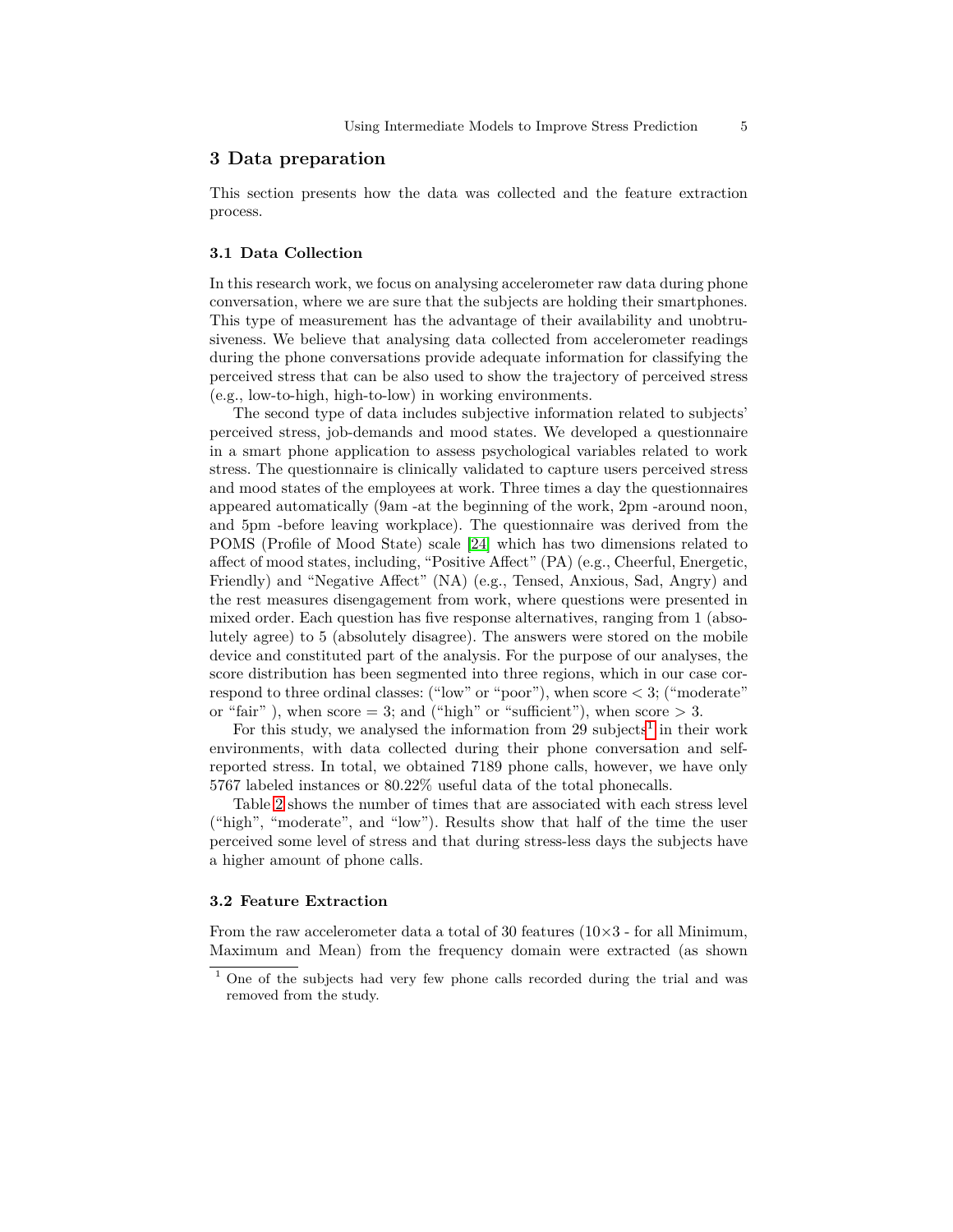## 3 Data preparation

This section presents how the data was collected and the feature extraction process.

### 3.1 Data Collection

In this research work, we focus on analysing accelerometer raw data during phone conversation, where we are sure that the subjects are holding their smartphones. This type of measurement has the advantage of their availability and unobtrusiveness. We believe that analysing data collected from accelerometer readings during the phone conversations provide adequate information for classifying the perceived stress that can be also used to show the trajectory of perceived stress (e.g., low-to-high, high-to-low) in working environments.

The second type of data includes subjective information related to subjects' perceived stress, job-demands and mood states. We developed a questionnaire in a smart phone application to assess psychological variables related to work stress. The questionnaire is clinically validated to capture users perceived stress and mood states of the employees at work. Three times a day the questionnaires appeared automatically (9am -at the beginning of the work, 2pm -around noon, and 5pm -before leaving workplace). The questionnaire was derived from the POMS (Profile of Mood State) scale [24] which has two dimensions related to affect of mood states, including, "Positive Affect" (PA) (e.g., Cheerful, Energetic, Friendly) and "Negative Affect" (NA) (e.g., Tensed, Anxious, Sad, Angry) and the rest measures disengagement from work, where questions were presented in mixed order. Each question has five response alternatives, ranging from 1 (absolutely agree) to 5 (absolutely disagree). The answers were stored on the mobile device and constituted part of the analysis. For the purpose of our analyses, the score distribution has been segmented into three regions, which in our case correspond to three ordinal classes: ("low" or "poor"), when score $< 3$; ("moderate" or "fair" ), when score $= 3$; and ("high" or "sufficient"), when score $> 3$.

For this study, we analysed the information from 29 subjects[1] in their work environments, with data collected during their phone conversation and self-reported stress. In total, we obtained 7189 phone calls, however, we have only 5767 labeled instances or 80.22% useful data of the total phonecalls.

Table 2 shows the number of times that are associated with each stress level ("high", "moderate", and "low"). Results show that half of the time the user perceived some level of stress and that during stress-less days the subjects have a higher amount of phone calls.

### 3.2 Feature Extraction

From the raw accelerometer data a total of 30 features ($10\times3$ - for all Minimum, Maximum and Mean) from the frequency domain were extracted (as shown

[1] One of the subjects had very few phone calls recorded during the trial and was removed from the study.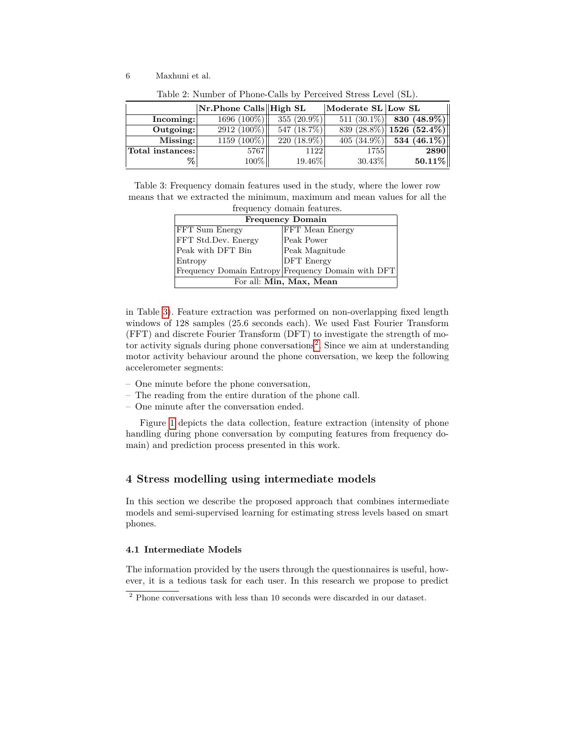Table 2: Number of Phone-Calls by Perceived Stress Level (SL).

| | Nr.Phone Calls | High SL | Moderate SL | Low SL |
|---|---|---|---|---|
| **Incoming:** | 1696 (100%) | 355 (20.9%) | 511 (30.1%) | **830 (48.9%)** |
| **Outgoing:** | 2912 (100%) | 547 (18.7%) | 839 (28.8%) | **1526 (52.4%)** |
| **Missing:** | 1159 (100%) | 220 (18.9%) | 405 (34.9%) | **534 (46.1%)** |
| **Total instances:** | 5767 | 1122 | 1755 | **2890** |
| **%** | 100% | 19.46% | 30.43% | **50.11%** |

Table 3: Frequency domain features used in the study, where the lower row means that we extracted the minimum, maximum and mean values for all the frequency domain features.

| **Frequency Domain** | |
|---|---|
| FFT Sum Energy | FFT Mean Energy |
| FFT Std.Dev. Energy | Peak Power |
| Peak with DFT Bin | Peak Magnitude |
| Entropy | DFT Energy |
| Frequency Domain Entropy | Frequency Domain with DFT |
| For all: **Min, Max, Mean** | |

in Table 3). Feature extraction was performed on non-overlapping fixed length windows of 128 samples (25.6 seconds each). We used Fast Fourier Transform (FFT) and discrete Fourier Transform (DFT) to investigate the strength of motor activity signals during phone conversations[2]. Since we aim at understanding motor activity behaviour around the phone conversation, we keep the following accelerometer segments:

- One minute before the phone conversation,
- The reading from the entire duration of the phone call.
- One minute after the conversation ended.

Figure 1 depicts the data collection, feature extraction (intensity of phone handling during phone conversation by computing features from frequency domain) and prediction process presented in this work.

## 4 Stress modelling using intermediate models

In this section we describe the proposed approach that combines intermediate models and semi-supervised learning for estimating stress levels based on smart phones.

### 4.1 Intermediate Models

The information provided by the users through the questionnaires is useful, however, it is a tedious task for each user. In this research we propose to predict

[2] Phone conversations with less than 10 seconds were discarded in our dataset.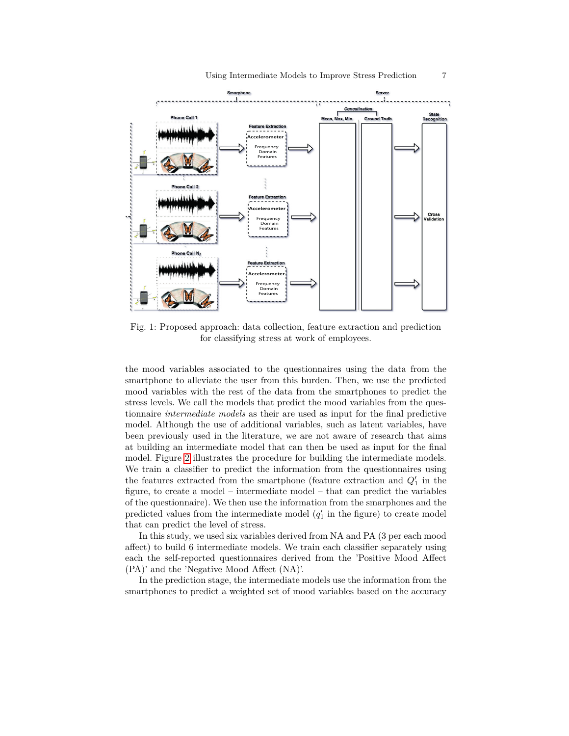Smarphone

Server

Concatination

Mean, Max, Min

Ground Truth

State Recognition

Phone Call 1

Feature Extraction

Accelerometer

Frequency Domain Features

Phone Call 2

Feature Extraction

Accelerometer

Frequency Domain Features

Cross Validation

Phone Call $N_j$

Feature Extraction

Accelerometer

Frequency Domain Features

Fig. 1: Proposed approach: data collection, feature extraction and prediction for classifying stress at work of employees.

the mood variables associated to the questionnaires using the data from the smartphone to alleviate the user from this burden. Then, we use the predicted mood variables with the rest of the data from the smartphones to predict the stress levels. We call the models that predict the mood variables from the questionnaire *intermediate models* as their are used as input for the final predictive model. Although the use of additional variables, such as latent variables, have been previously used in the literature, we are not aware of research that aims at building an intermediate model that can then be used as input for the final model. Figure 2 illustrates the procedure for building the intermediate models. We train a classifier to predict the information from the questionnaires using the features extracted from the smartphone (feature extraction and $Q_1'$ in the figure, to create a model – intermediate model – that can predict the variables of the questionnaire). We then use the information from the smarphones and the predicted values from the intermediate model ($q_1'$ in the figure) to create model that can predict the level of stress.

In this study, we used six variables derived from NA and PA (3 per each mood affect) to build 6 intermediate models. We train each classifier separately using each the self-reported questionnaires derived from the 'Positive Mood Affect (PA)' and the 'Negative Mood Affect (NA)'.

In the prediction stage, the intermediate models use the information from the smartphones to predict a weighted set of mood variables based on the accuracy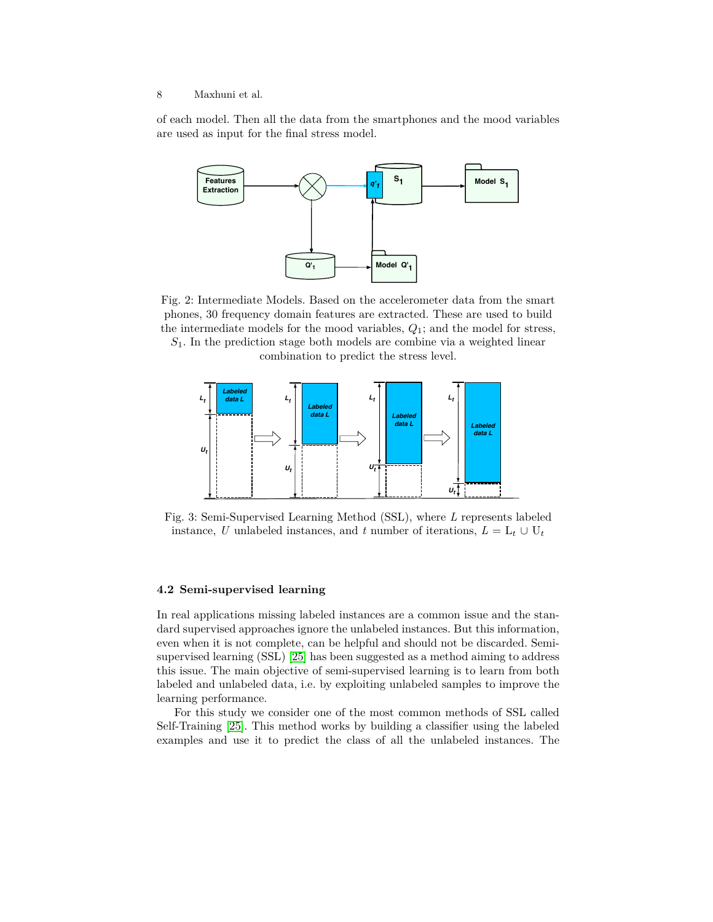of each model. Then all the data from the smartphones and the mood variables are used as input for the final stress model.

Features Extraction

$S_1$

$q'_1$

Model $S_1$

$Q'_1$

Model $Q'_1$

Fig. 2: Intermediate Models. Based on the accelerometer data from the smart phones, 30 frequency domain features are extracted. These are used to build the intermediate models for the mood variables, $Q_1$; and the model for stress, $S_1$. In the prediction stage both models are combine via a weighted linear combination to predict the stress level.

$L_t$

$U_t$

Labeled data L

Fig. 3: Semi-Supervised Learning Method (SSL), where $L$ represents labeled instance, $U$ unlabeled instances, and $t$ number of iterations, $L = \mathrm{L}_t \cup \mathrm{U}_t$

### 4.2 Semi-supervised learning

In real applications missing labeled instances are a common issue and the standard supervised approaches ignore the unlabeled instances. But this information, even when it is not complete, can be helpful and should not be discarded. Semi-supervised learning (SSL) [25] has been suggested as a method aiming to address this issue. The main objective of semi-supervised learning is to learn from both labeled and unlabeled data, i.e. by exploiting unlabeled samples to improve the learning performance.

For this study we consider one of the most common methods of SSL called Self-Training [25]. This method works by building a classifier using the labeled examples and use it to predict the class of all the unlabeled instances. The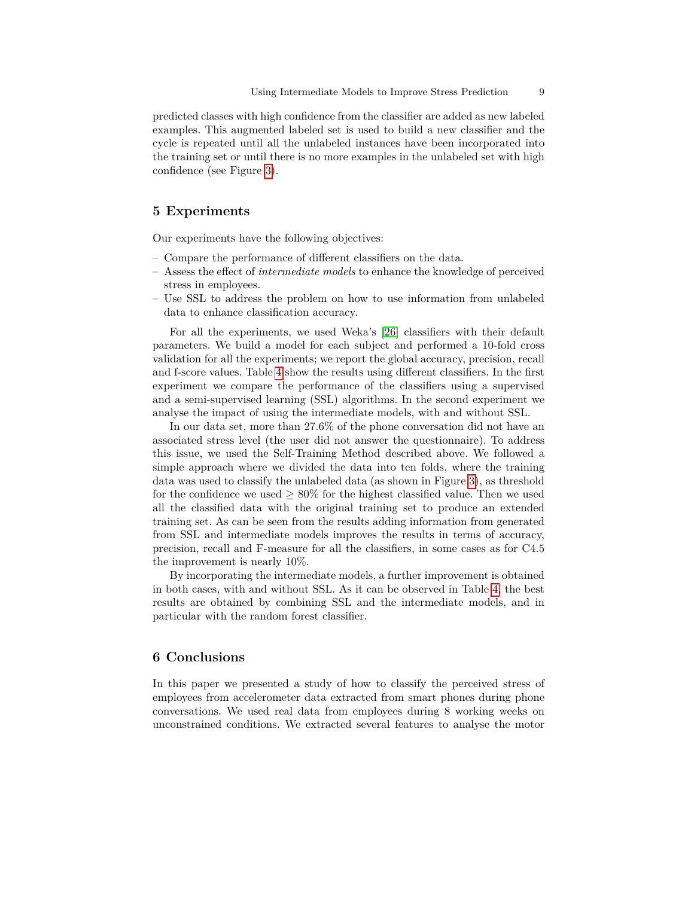predicted classes with high confidence from the classifier are added as new labeled examples. This augmented labeled set is used to build a new classifier and the cycle is repeated until all the unlabeled instances have been incorporated into the training set or until there is no more examples in the unlabeled set with high confidence (see Figure 3).

## 5 Experiments

Our experiments have the following objectives:

– Compare the performance of different classifiers on the data.
– Assess the effect of *intermediate models* to enhance the knowledge of perceived stress in employees.
– Use SSL to address the problem on how to use information from unlabeled data to enhance classification accuracy.

For all the experiments, we used Weka's [26] classifiers with their default parameters. We build a model for each subject and performed a 10-fold cross validation for all the experiments; we report the global accuracy, precision, recall and f-score values. Table 4 show the results using different classifiers. In the first experiment we compare the performance of the classifiers using a supervised and a semi-supervised learning (SSL) algorithms. In the second experiment we analyse the impact of using the intermediate models, with and without SSL.

In our data set, more than 27.6% of the phone conversation did not have an associated stress level (the user did not answer the questionnaire). To address this issue, we used the Self-Training Method described above. We followed a simple approach where we divided the data into ten folds, where the training data was used to classify the unlabeled data (as shown in Figure 3), as threshold for the confidence we used $\geq 80\%$ for the highest classified value. Then we used all the classified data with the original training set to produce an extended training set. As can be seen from the results adding information from generated from SSL and intermediate models improves the results in terms of accuracy, precision, recall and F-measure for all the classifiers, in some cases as for C4.5 the improvement is nearly 10%.

By incorporating the intermediate models, a further improvement is obtained in both cases, with and without SSL. As it can be observed in Table 4, the best results are obtained by combining SSL and the intermediate models, and in particular with the random forest classifier.

## 6 Conclusions

In this paper we presented a study of how to classify the perceived stress of employees from accelerometer data extracted from smart phones during phone conversations. We used real data from employees during 8 working weeks on unconstrained conditions. We extracted several features to analyse the motor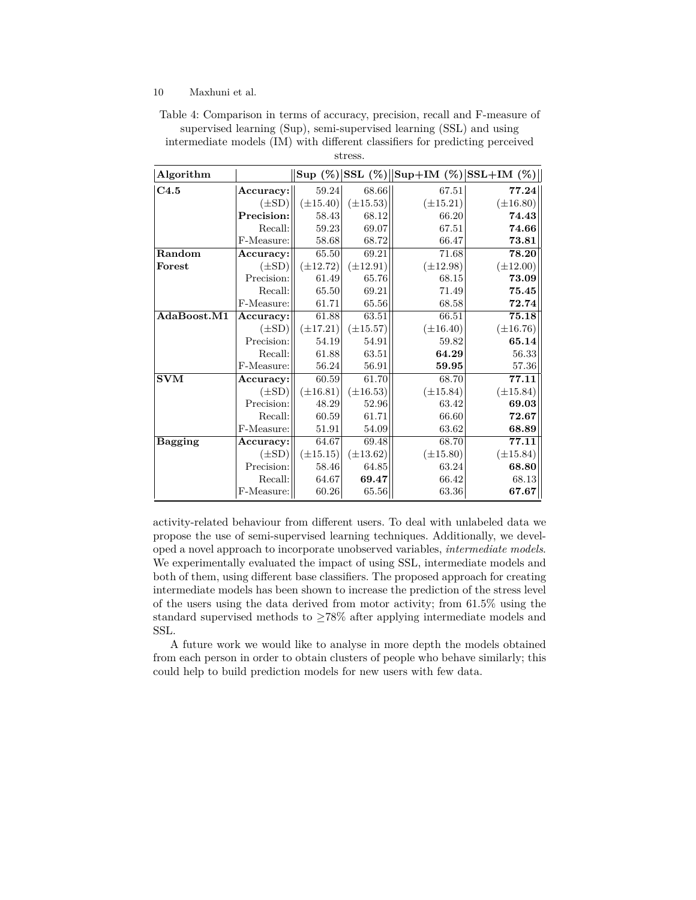Table 4: Comparison in terms of accuracy, precision, recall and F-measure of supervised learning (Sup), semi-supervised learning (SSL) and using intermediate models (IM) with different classifiers for predicting perceived stress.

| Algorithm | | Sup (%) | SSL (%) | Sup+IM (%) | SSL+IM (%) |
|---|---|---|---|---|---|
| **C4.5** | **Accuracy:** | 59.24 | 68.66 | 67.51 | **77.24** |
| | (±SD) | (±15.40) | (±15.53) | (±15.21) | (±16.80) |
| | **Precision:** | 58.43 | 68.12 | 66.20 | **74.43** |
| | Recall: | 59.23 | 69.07 | 67.51 | **74.66** |
| | F-Measure: | 58.68 | 68.72 | 66.47 | **73.81** |
| **Random Forest** | **Accuracy:** | 65.50 | 69.21 | 71.68 | **78.20** |
| | (±SD) | (±12.72) | (±12.91) | (±12.98) | (±12.00) |
| | Precision: | 61.49 | 65.76 | 68.15 | **73.09** |
| | Recall: | 65.50 | 69.21 | 71.49 | **75.45** |
| | F-Measure: | 61.71 | 65.56 | 68.58 | **72.74** |
| **AdaBoost.M1** | **Accuracy:** | 61.88 | 63.51 | 66.51 | **75.18** |
| | (±SD) | (±17.21) | (±15.57) | (±16.40) | (±16.76) |
| | Precision: | 54.19 | 54.91 | 59.82 | **65.14** |
| | Recall: | 61.88 | 63.51 | **64.29** | 56.33 |
| | F-Measure: | 56.24 | 56.91 | **59.95** | 57.36 |
| **SVM** | **Accuracy:** | 60.59 | 61.70 | 68.70 | **77.11** |
| | (±SD) | (±16.81) | (±16.53) | (±15.84) | (±15.84) |
| | Precision: | 48.29 | 52.96 | 63.42 | **69.03** |
| | Recall: | 60.59 | 61.71 | 66.60 | **72.67** |
| | F-Measure: | 51.91 | 54.09 | 63.62 | **68.89** |
| **Bagging** | **Accuracy:** | 64.67 | 69.48 | 68.70 | **77.11** |
| | (±SD) | (±15.15) | (±13.62) | (±15.80) | (±15.84) |
| | Precision: | 58.46 | 64.85 | 63.24 | **68.80** |
| | Recall: | 64.67 | **69.47** | 66.42 | 68.13 |
| | F-Measure: | 60.26 | 65.56 | 63.36 | **67.67** |

activity-related behaviour from different users. To deal with unlabeled data we propose the use of semi-supervised learning techniques. Additionally, we developed a novel approach to incorporate unobserved variables, *intermediate models*. We experimentally evaluated the impact of using SSL, intermediate models and both of them, using different base classifiers. The proposed approach for creating intermediate models has been shown to increase the prediction of the stress level of the users using the data derived from motor activity; from 61.5% using the standard supervised methods to ≥78% after applying intermediate models and SSL.

A future work we would like to analyse in more depth the models obtained from each person in order to obtain clusters of people who behave similarly; this could help to build prediction models for new users with few data.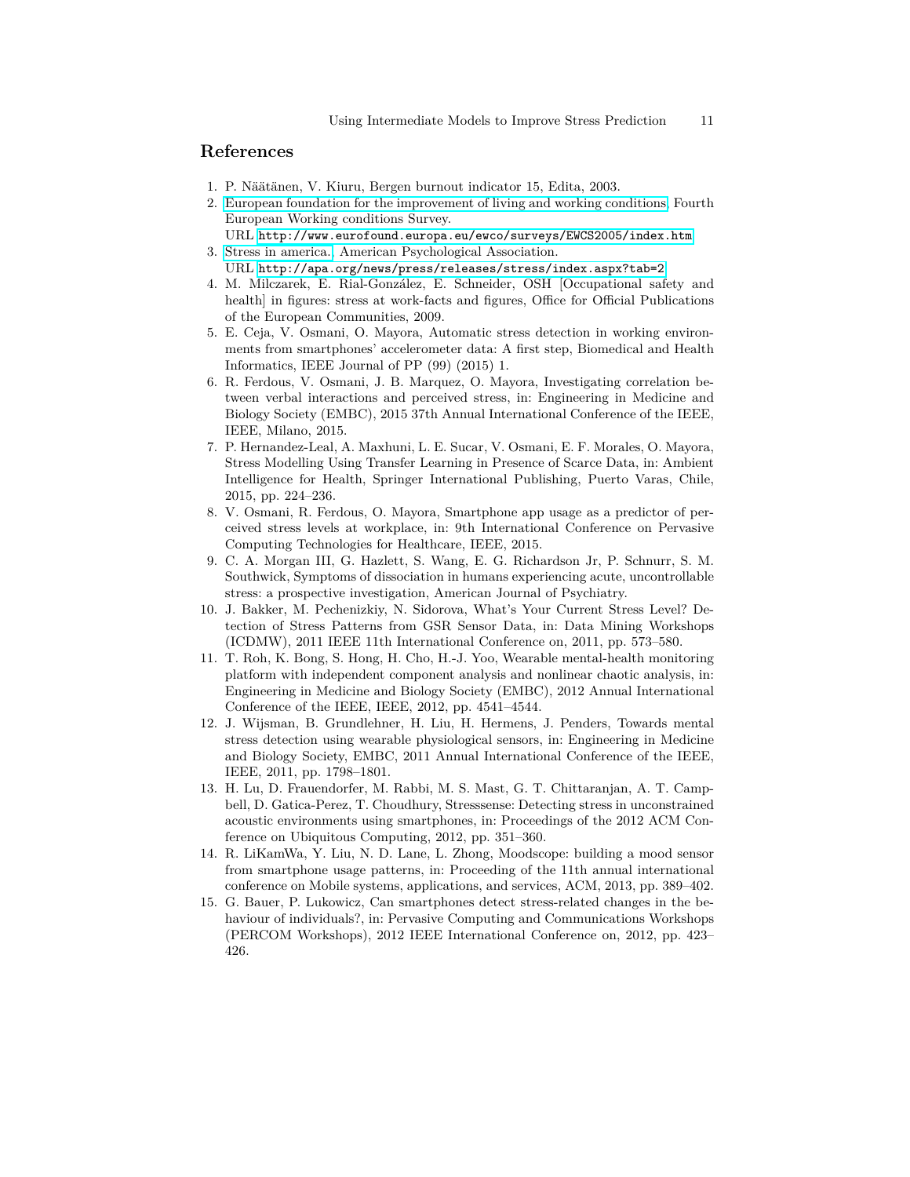## References

1. P. Näätänen, V. Kiuru, Bergen burnout indicator 15, Edita, 2003.
2. European foundation for the improvement of living and working conditions, Fourth European Working conditions Survey.
   URL http://www.eurofound.europa.eu/ewco/surveys/EWCS2005/index.htm
3. Stress in america., American Psychological Association.
   URL http://apa.org/news/press/releases/stress/index.aspx?tab=2
4. M. Milczarek, E. Rial-González, E. Schneider, OSH [Occupational safety and health] in figures: stress at work-facts and figures, Office for Official Publications of the European Communities, 2009.
5. E. Ceja, V. Osmani, O. Mayora, Automatic stress detection in working environments from smartphones' accelerometer data: A first step, Biomedical and Health Informatics, IEEE Journal of PP (99) (2015) 1.
6. R. Ferdous, V. Osmani, J. B. Marquez, O. Mayora, Investigating correlation between verbal interactions and perceived stress, in: Engineering in Medicine and Biology Society (EMBC), 2015 37th Annual International Conference of the IEEE, IEEE, Milano, 2015.
7. P. Hernandez-Leal, A. Maxhuni, L. E. Sucar, V. Osmani, E. F. Morales, O. Mayora, Stress Modelling Using Transfer Learning in Presence of Scarce Data, in: Ambient Intelligence for Health, Springer International Publishing, Puerto Varas, Chile, 2015, pp. 224–236.
8. V. Osmani, R. Ferdous, O. Mayora, Smartphone app usage as a predictor of perceived stress levels at workplace, in: 9th International Conference on Pervasive Computing Technologies for Healthcare, IEEE, 2015.
9. C. A. Morgan III, G. Hazlett, S. Wang, E. G. Richardson Jr, P. Schnurr, S. M. Southwick, Symptoms of dissociation in humans experiencing acute, uncontrollable stress: a prospective investigation, American Journal of Psychiatry.
10. J. Bakker, M. Pechenizkiy, N. Sidorova, What's Your Current Stress Level? Detection of Stress Patterns from GSR Sensor Data, in: Data Mining Workshops (ICDMW), 2011 IEEE 11th International Conference on, 2011, pp. 573–580.
11. T. Roh, K. Bong, S. Hong, H. Cho, H.-J. Yoo, Wearable mental-health monitoring platform with independent component analysis and nonlinear chaotic analysis, in: Engineering in Medicine and Biology Society (EMBC), 2012 Annual International Conference of the IEEE, IEEE, 2012, pp. 4541–4544.
12. J. Wijsman, B. Grundlehner, H. Liu, H. Hermens, J. Penders, Towards mental stress detection using wearable physiological sensors, in: Engineering in Medicine and Biology Society, EMBC, 2011 Annual International Conference of the IEEE, IEEE, 2011, pp. 1798–1801.
13. H. Lu, D. Frauendorfer, M. Rabbi, M. S. Mast, G. T. Chittaranjan, A. T. Campbell, D. Gatica-Perez, T. Choudhury, Stresssense: Detecting stress in unconstrained acoustic environments using smartphones, in: Proceedings of the 2012 ACM Conference on Ubiquitous Computing, 2012, pp. 351–360.
14. R. LiKamWa, Y. Liu, N. D. Lane, L. Zhong, Moodscope: building a mood sensor from smartphone usage patterns, in: Proceeding of the 11th annual international conference on Mobile systems, applications, and services, ACM, 2013, pp. 389–402.
15. G. Bauer, P. Lukowicz, Can smartphones detect stress-related changes in the behaviour of individuals?, in: Pervasive Computing and Communications Workshops (PERCOM Workshops), 2012 IEEE International Conference on, 2012, pp. 423–426.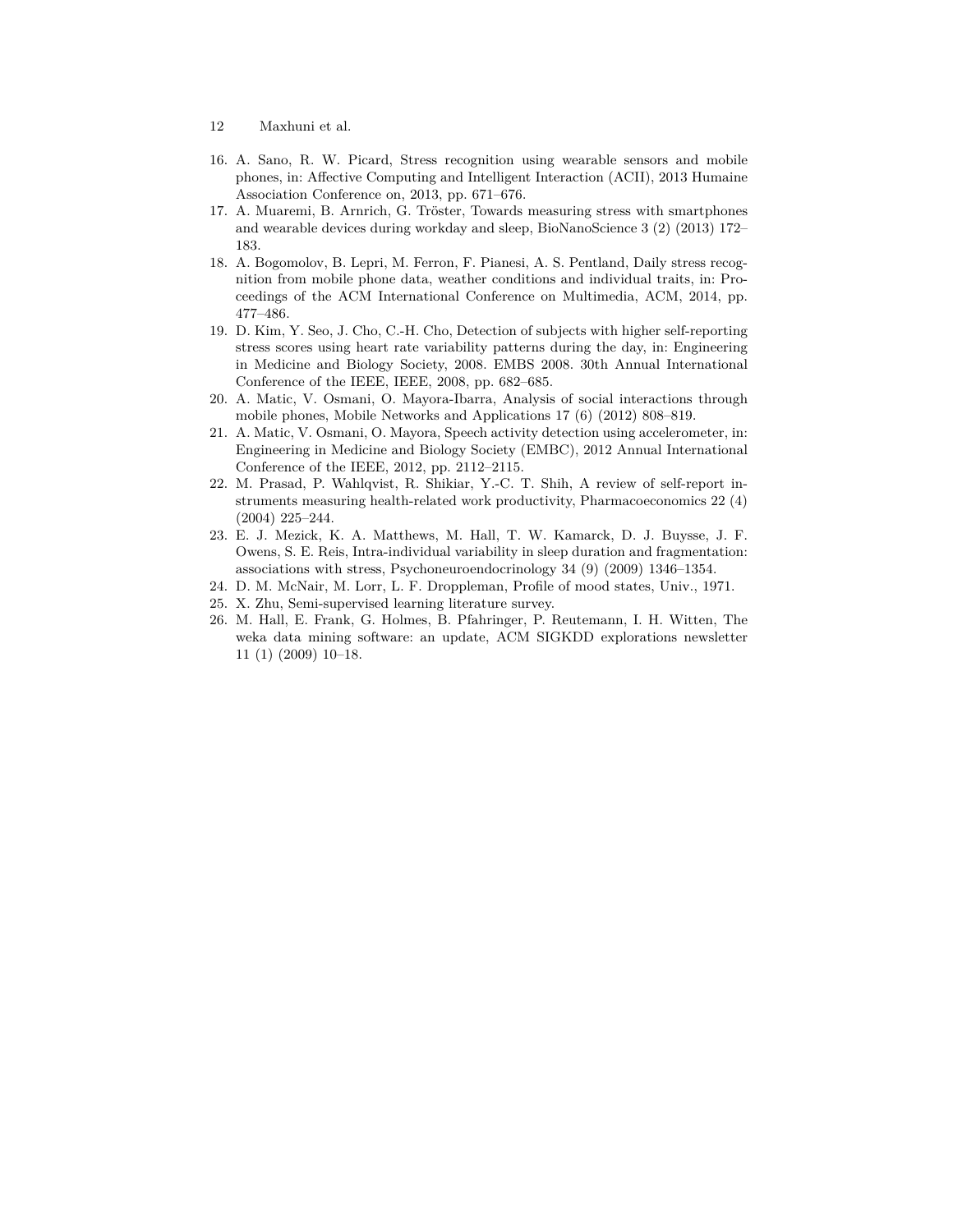16. A. Sano, R. W. Picard, Stress recognition using wearable sensors and mobile phones, in: Affective Computing and Intelligent Interaction (ACII), 2013 Humaine Association Conference on, 2013, pp. 671–676.
17. A. Muaremi, B. Arnrich, G. Tröster, Towards measuring stress with smartphones and wearable devices during workday and sleep, BioNanoScience 3 (2) (2013) 172–183.
18. A. Bogomolov, B. Lepri, M. Ferron, F. Pianesi, A. S. Pentland, Daily stress recognition from mobile phone data, weather conditions and individual traits, in: Proceedings of the ACM International Conference on Multimedia, ACM, 2014, pp. 477–486.
19. D. Kim, Y. Seo, J. Cho, C.-H. Cho, Detection of subjects with higher self-reporting stress scores using heart rate variability patterns during the day, in: Engineering in Medicine and Biology Society, 2008. EMBS 2008. 30th Annual International Conference of the IEEE, IEEE, 2008, pp. 682–685.
20. A. Matic, V. Osmani, O. Mayora-Ibarra, Analysis of social interactions through mobile phones, Mobile Networks and Applications 17 (6) (2012) 808–819.
21. A. Matic, V. Osmani, O. Mayora, Speech activity detection using accelerometer, in: Engineering in Medicine and Biology Society (EMBC), 2012 Annual International Conference of the IEEE, 2012, pp. 2112–2115.
22. M. Prasad, P. Wahlqvist, R. Shikiar, Y.-C. T. Shih, A review of self-report instruments measuring health-related work productivity, Pharmacoeconomics 22 (4) (2004) 225–244.
23. E. J. Mezick, K. A. Matthews, M. Hall, T. W. Kamarck, D. J. Buysse, J. F. Owens, S. E. Reis, Intra-individual variability in sleep duration and fragmentation: associations with stress, Psychoneuroendocrinology 34 (9) (2009) 1346–1354.
24. D. M. McNair, M. Lorr, L. F. Droppleman, Profile of mood states, Univ., 1971.
25. X. Zhu, Semi-supervised learning literature survey.
26. M. Hall, E. Frank, G. Holmes, B. Pfahringer, P. Reutemann, I. H. Witten, The weka data mining software: an update, ACM SIGKDD explorations newsletter 11 (1) (2009) 10–18.